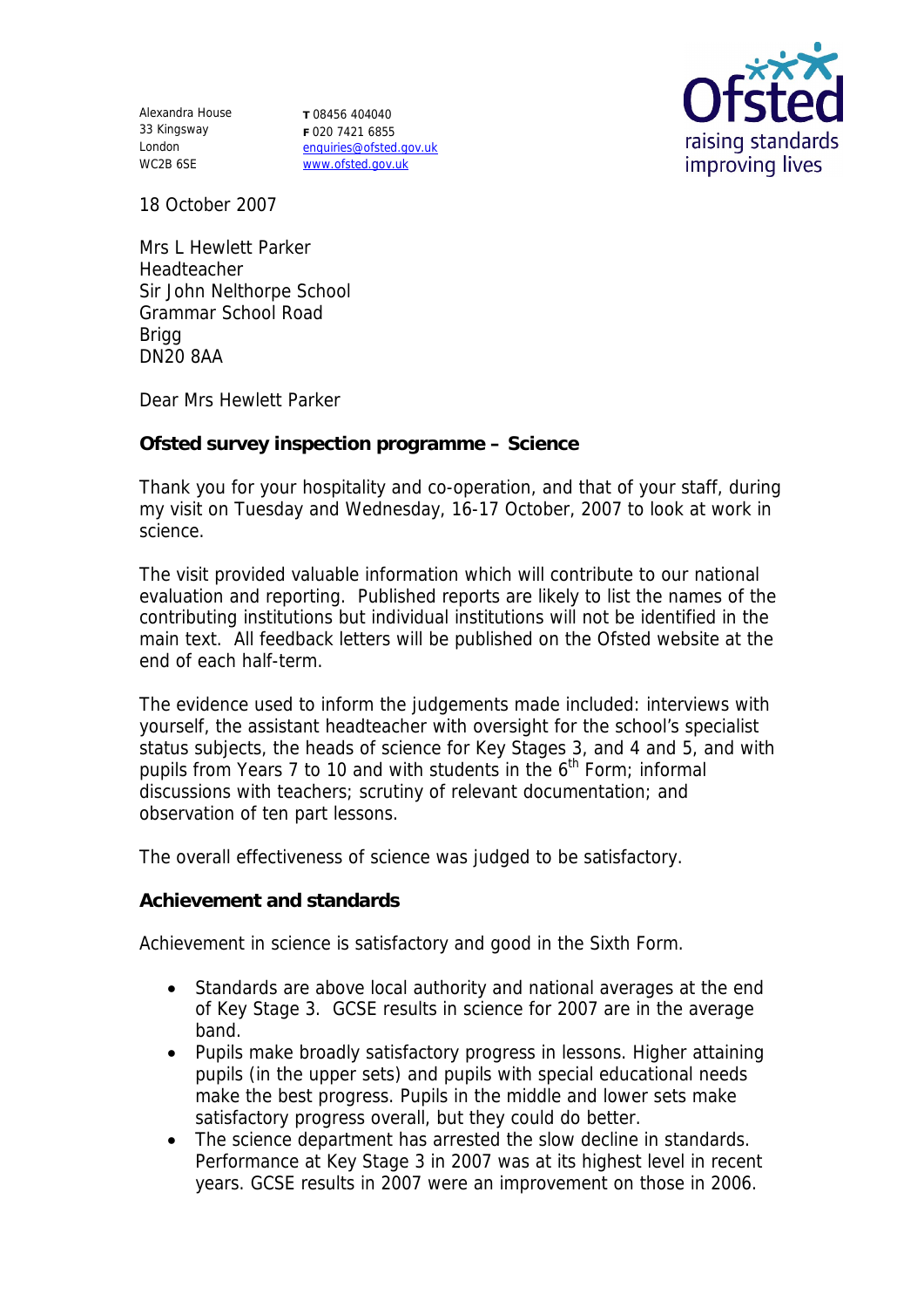Alexandra House
33 Kingsway
London
WC2B 6SE

**T** 08456 404040
**F** 020 7421 6855
enquiries@ofsted.gov.uk
www.ofsted.gov.uk

Ofsted
raising standards
improving lives

18 October 2007

Mrs L Hewlett Parker
Headteacher
Sir John Nelthorpe School
Grammar School Road
Brigg
DN20 8AA

Dear Mrs Hewlett Parker

**Ofsted survey inspection programme – Science**

Thank you for your hospitality and co-operation, and that of your staff, during my visit on Tuesday and Wednesday, 16-17 October, 2007 to look at work in science.

The visit provided valuable information which will contribute to our national evaluation and reporting. Published reports are likely to list the names of the contributing institutions but individual institutions will not be identified in the main text. All feedback letters will be published on the Ofsted website at the end of each half-term.

The evidence used to inform the judgements made included: interviews with yourself, the assistant headteacher with oversight for the school's specialist status subjects, the heads of science for Key Stages 3, and 4 and 5, and with pupils from Years 7 to 10 and with students in the 6th Form; informal discussions with teachers; scrutiny of relevant documentation; and observation of ten part lessons.

The overall effectiveness of science was judged to be satisfactory.

**Achievement and standards**

Achievement in science is satisfactory and good in the Sixth Form.

- Standards are above local authority and national averages at the end of Key Stage 3. GCSE results in science for 2007 are in the average band.
- Pupils make broadly satisfactory progress in lessons. Higher attaining pupils (in the upper sets) and pupils with special educational needs make the best progress. Pupils in the middle and lower sets make satisfactory progress overall, but they could do better.
- The science department has arrested the slow decline in standards. Performance at Key Stage 3 in 2007 was at its highest level in recent years. GCSE results in 2007 were an improvement on those in 2006.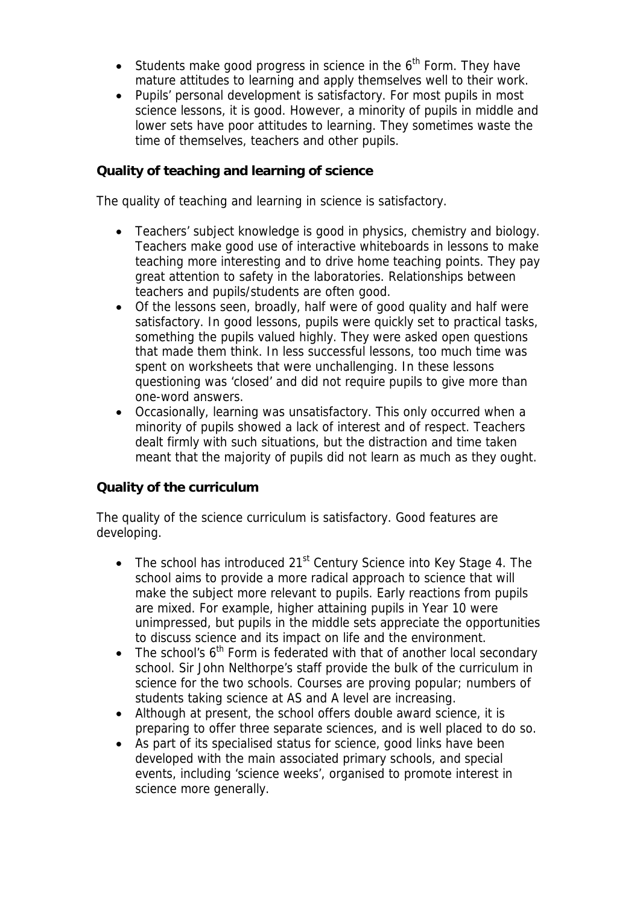- Students make good progress in science in the 6th Form. They have mature attitudes to learning and apply themselves well to their work.
- Pupils' personal development is satisfactory. For most pupils in most science lessons, it is good. However, a minority of pupils in middle and lower sets have poor attitudes to learning. They sometimes waste the time of themselves, teachers and other pupils.

**Quality of teaching and learning of science**

The quality of teaching and learning in science is satisfactory.

- Teachers' subject knowledge is good in physics, chemistry and biology. Teachers make good use of interactive whiteboards in lessons to make teaching more interesting and to drive home teaching points. They pay great attention to safety in the laboratories. Relationships between teachers and pupils/students are often good.
- Of the lessons seen, broadly, half were of good quality and half were satisfactory. In good lessons, pupils were quickly set to practical tasks, something the pupils valued highly. They were asked open questions that made them think. In less successful lessons, too much time was spent on worksheets that were unchallenging. In these lessons questioning was 'closed' and did not require pupils to give more than one-word answers.
- Occasionally, learning was unsatisfactory. This only occurred when a minority of pupils showed a lack of interest and of respect. Teachers dealt firmly with such situations, but the distraction and time taken meant that the majority of pupils did not learn as much as they ought.

**Quality of the curriculum**

The quality of the science curriculum is satisfactory. Good features are developing.

- The school has introduced 21st Century Science into Key Stage 4. The school aims to provide a more radical approach to science that will make the subject more relevant to pupils. Early reactions from pupils are mixed. For example, higher attaining pupils in Year 10 were unimpressed, but pupils in the middle sets appreciate the opportunities to discuss science and its impact on life and the environment.
- The school's 6th Form is federated with that of another local secondary school. Sir John Nelthorpe's staff provide the bulk of the curriculum in science for the two schools. Courses are proving popular; numbers of students taking science at AS and A level are increasing.
- Although at present, the school offers double award science, it is preparing to offer three separate sciences, and is well placed to do so.
- As part of its specialised status for science, good links have been developed with the main associated primary schools, and special events, including 'science weeks', organised to promote interest in science more generally.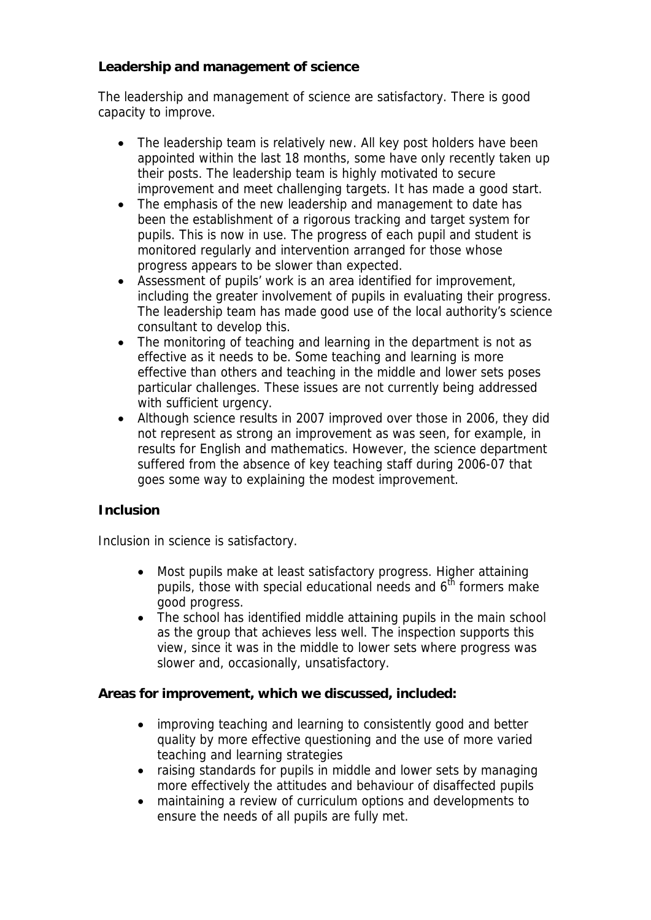**Leadership and management of science**

The leadership and management of science are satisfactory. There is good capacity to improve.

- The leadership team is relatively new. All key post holders have been appointed within the last 18 months, some have only recently taken up their posts. The leadership team is highly motivated to secure improvement and meet challenging targets. It has made a good start.
- The emphasis of the new leadership and management to date has been the establishment of a rigorous tracking and target system for pupils. This is now in use. The progress of each pupil and student is monitored regularly and intervention arranged for those whose progress appears to be slower than expected.
- Assessment of pupils' work is an area identified for improvement, including the greater involvement of pupils in evaluating their progress. The leadership team has made good use of the local authority's science consultant to develop this.
- The monitoring of teaching and learning in the department is not as effective as it needs to be. Some teaching and learning is more effective than others and teaching in the middle and lower sets poses particular challenges. These issues are not currently being addressed with sufficient urgency.
- Although science results in 2007 improved over those in 2006, they did not represent as strong an improvement as was seen, for example, in results for English and mathematics. However, the science department suffered from the absence of key teaching staff during 2006-07 that goes some way to explaining the modest improvement.

**Inclusion**

Inclusion in science is satisfactory.

- Most pupils make at least satisfactory progress. Higher attaining pupils, those with special educational needs and 6th formers make good progress.
- The school has identified middle attaining pupils in the main school as the group that achieves less well. The inspection supports this view, since it was in the middle to lower sets where progress was slower and, occasionally, unsatisfactory.

**Areas for improvement, which we discussed, included:**

- improving teaching and learning to consistently good and better quality by more effective questioning and the use of more varied teaching and learning strategies
- raising standards for pupils in middle and lower sets by managing more effectively the attitudes and behaviour of disaffected pupils
- maintaining a review of curriculum options and developments to ensure the needs of all pupils are fully met.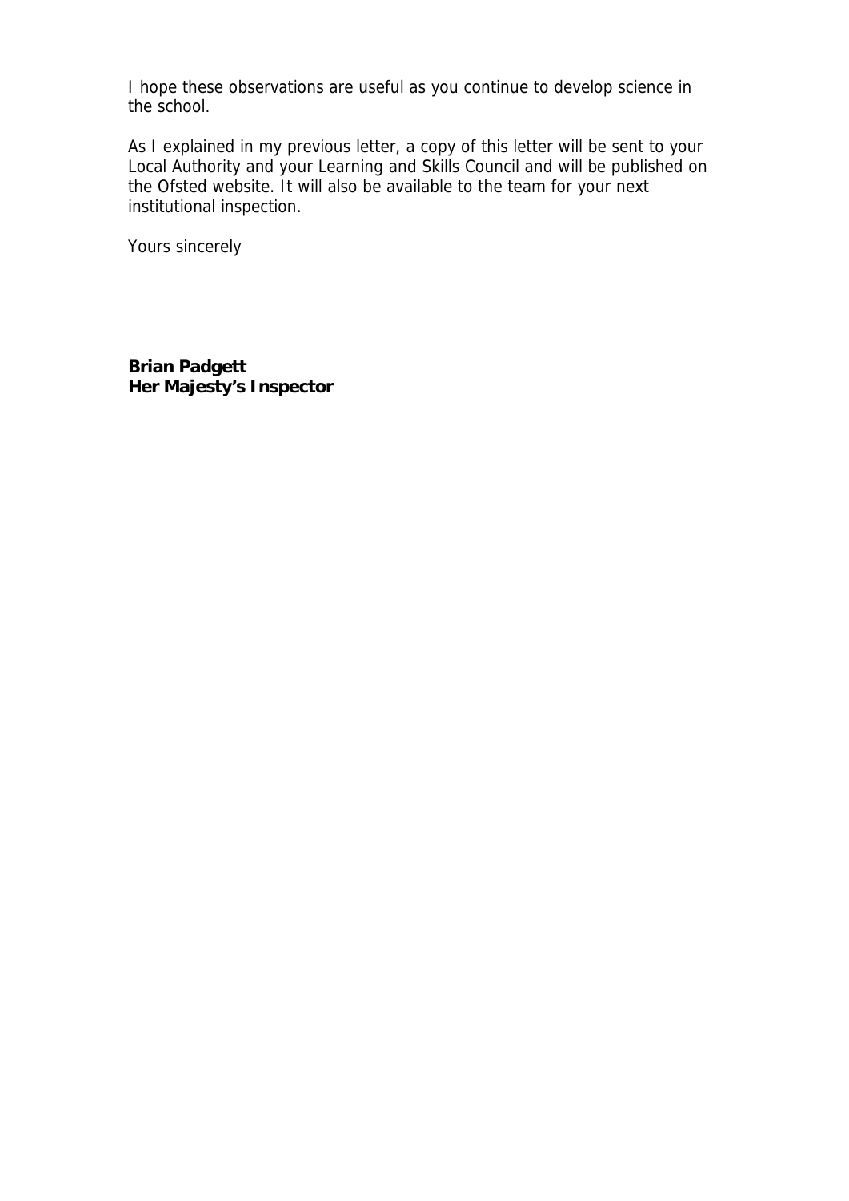I hope these observations are useful as you continue to develop science in the school.

As I explained in my previous letter, a copy of this letter will be sent to your Local Authority and your Learning and Skills Council and will be published on the Ofsted website. It will also be available to the team for your next institutional inspection.

Yours sincerely

**Brian Padgett**
**Her Majesty's Inspector**